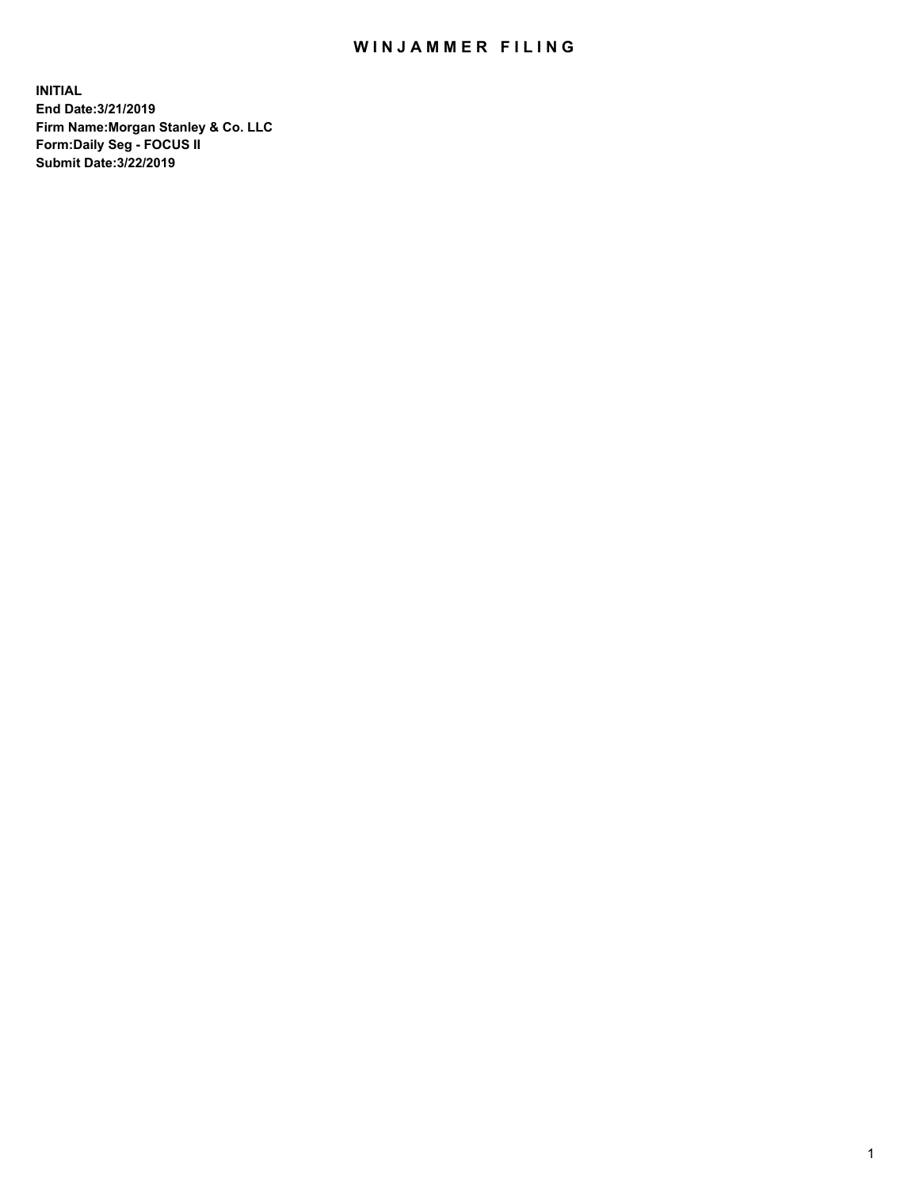# WINJAMMER FILING

**INITIAL**
**End Date:3/21/2019**
**Firm Name:Morgan Stanley & Co. LLC**
**Form:Daily Seg - FOCUS II**
**Submit Date:3/22/2019**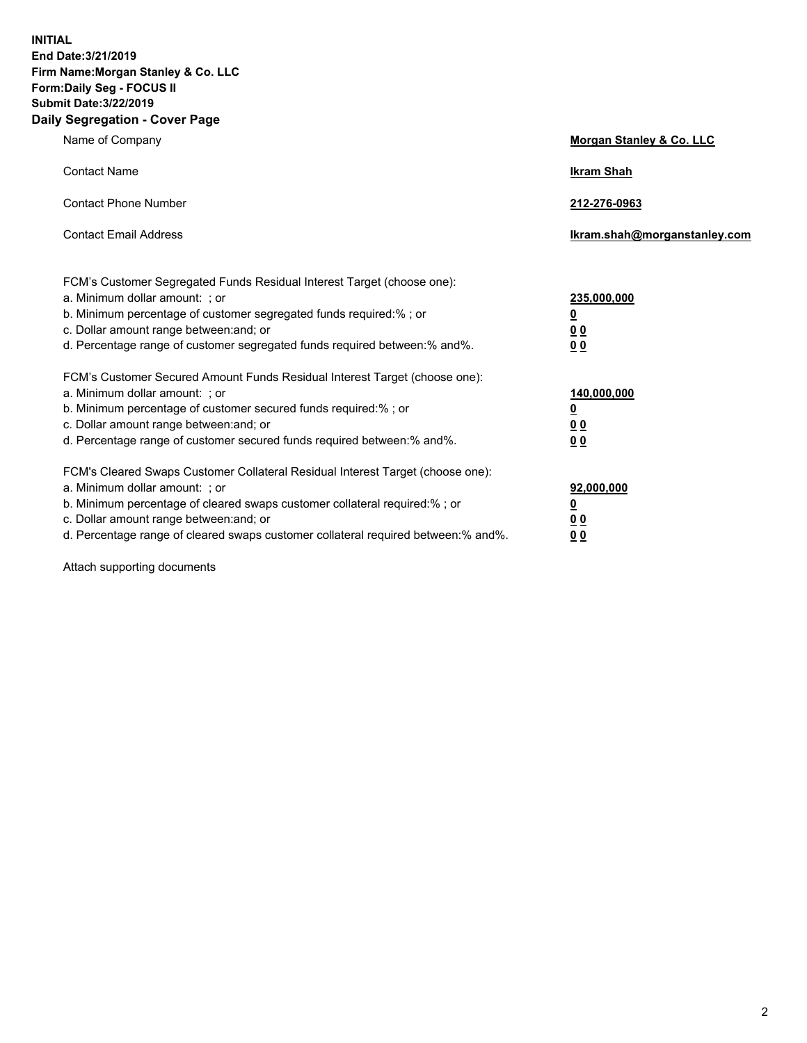**INITIAL**
**End Date:3/21/2019**
**Firm Name:Morgan Stanley & Co. LLC**
**Form:Daily Seg - FOCUS II**
**Submit Date:3/22/2019**
**Daily Segregation - Cover Page**

| | |
|---|---|
| Name of Company | **Morgan Stanley & Co. LLC** |
| Contact Name | **Ikram Shah** |
| Contact Phone Number | **212-276-0963** |
| Contact Email Address | **Ikram.shah@morganstanley.com** |

FCM's Customer Segregated Funds Residual Interest Target (choose one):

| | |
|---|---|
| a. Minimum dollar amount: ; or | **235,000,000** |
| b. Minimum percentage of customer segregated funds required:% ; or | **0** |
| c. Dollar amount range between:and; or | **0 0** |
| d. Percentage range of customer segregated funds required between:% and%. | **0 0** |

FCM's Customer Secured Amount Funds Residual Interest Target (choose one):

| | |
|---|---|
| a. Minimum dollar amount: ; or | **140,000,000** |
| b. Minimum percentage of customer secured funds required:% ; or | **0** |
| c. Dollar amount range between:and; or | **0 0** |
| d. Percentage range of customer secured funds required between:% and%. | **0 0** |

FCM's Cleared Swaps Customer Collateral Residual Interest Target (choose one):

| | |
|---|---|
| a. Minimum dollar amount: ; or | **92,000,000** |
| b. Minimum percentage of cleared swaps customer collateral required:% ; or | **0** |
| c. Dollar amount range between:and; or | **0 0** |
| d. Percentage range of cleared swaps customer collateral required between:% and%. | **0 0** |

Attach supporting documents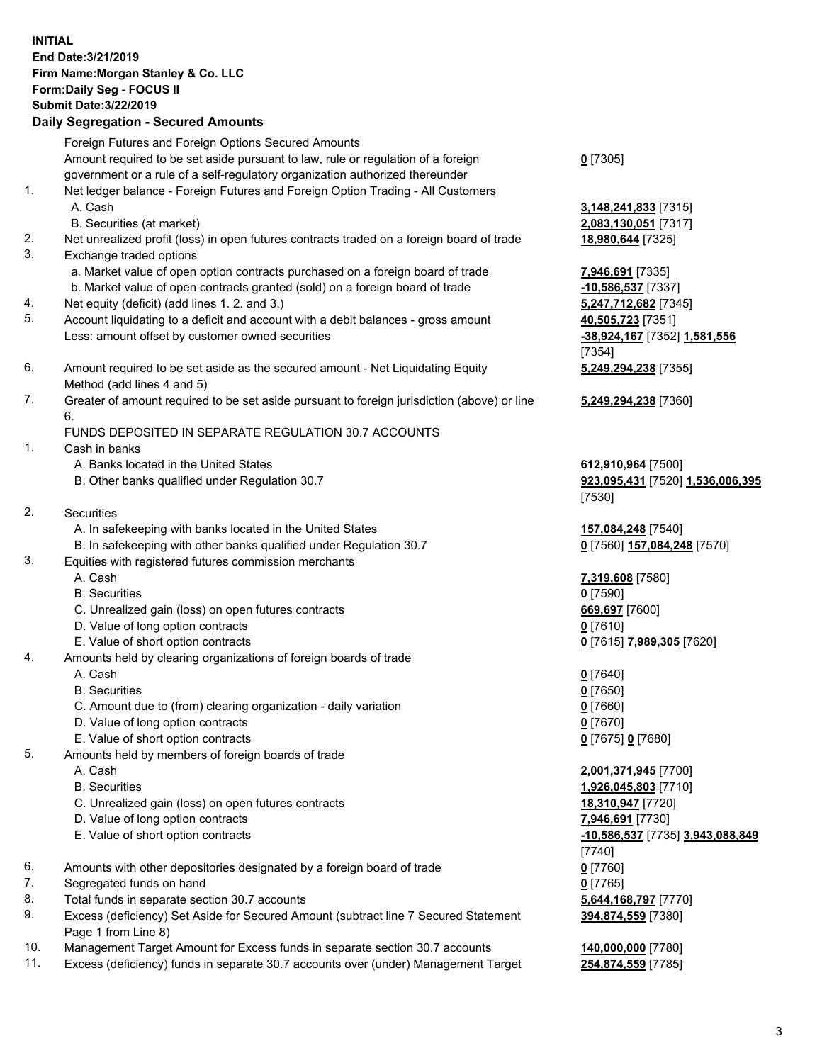**INITIAL**
**End Date:3/21/2019**
**Firm Name:Morgan Stanley & Co. LLC**
**Form:Daily Seg - FOCUS II**
**Submit Date:3/22/2019**

## Daily Segregation - Secured Amounts

| | | |
|---|---|---|
| | Foreign Futures and Foreign Options Secured Amounts | |
| | Amount required to be set aside pursuant to law, rule or regulation of a foreign government or a rule of a self-regulatory organization authorized thereunder | **0** [7305] |
| 1. | Net ledger balance - Foreign Futures and Foreign Option Trading - All Customers | |
| | A. Cash | **3,148,241,833** [7315] |
| | B. Securities (at market) | **2,083,130,051** [7317] |
| 2. | Net unrealized profit (loss) in open futures contracts traded on a foreign board of trade | **18,980,644** [7325] |
| 3. | Exchange traded options | |
| | a. Market value of open option contracts purchased on a foreign board of trade | **7,946,691** [7335] |
| | b. Market value of open contracts granted (sold) on a foreign board of trade | **-10,586,537** [7337] |
| 4. | Net equity (deficit) (add lines 1. 2. and 3.) | **5,247,712,682** [7345] |
| 5. | Account liquidating to a deficit and account with a debit balances - gross amount | **40,505,723** [7351] |
| | Less: amount offset by customer owned securities | **-38,924,167** [7352] **1,581,556** [7354] |
| 6. | Amount required to be set aside as the secured amount - Net Liquidating Equity Method (add lines 4 and 5) | **5,249,294,238** [7355] |
| 7. | Greater of amount required to be set aside pursuant to foreign jurisdiction (above) or line 6. | **5,249,294,238** [7360] |
| | FUNDS DEPOSITED IN SEPARATE REGULATION 30.7 ACCOUNTS | |
| 1. | Cash in banks | |
| | A. Banks located in the United States | **612,910,964** [7500] |
| | B. Other banks qualified under Regulation 30.7 | **923,095,431** [7520] **1,536,006,395** [7530] |
| 2. | Securities | |
| | A. In safekeeping with banks located in the United States | **157,084,248** [7540] |
| | B. In safekeeping with other banks qualified under Regulation 30.7 | **0** [7560] **157,084,248** [7570] |
| 3. | Equities with registered futures commission merchants | |
| | A. Cash | **7,319,608** [7580] |
| | B. Securities | **0** [7590] |
| | C. Unrealized gain (loss) on open futures contracts | **669,697** [7600] |
| | D. Value of long option contracts | **0** [7610] |
| | E. Value of short option contracts | **0** [7615] **7,989,305** [7620] |
| 4. | Amounts held by clearing organizations of foreign boards of trade | |
| | A. Cash | **0** [7640] |
| | B. Securities | **0** [7650] |
| | C. Amount due to (from) clearing organization - daily variation | **0** [7660] |
| | D. Value of long option contracts | **0** [7670] |
| | E. Value of short option contracts | **0** [7675] **0** [7680] |
| 5. | Amounts held by members of foreign boards of trade | |
| | A. Cash | **2,001,371,945** [7700] |
| | B. Securities | **1,926,045,803** [7710] |
| | C. Unrealized gain (loss) on open futures contracts | **18,310,947** [7720] |
| | D. Value of long option contracts | **7,946,691** [7730] |
| | E. Value of short option contracts | **-10,586,537** [7735] **3,943,088,849** [7740] |
| 6. | Amounts with other depositories designated by a foreign board of trade | **0** [7760] |
| 7. | Segregated funds on hand | **0** [7765] |
| 8. | Total funds in separate section 30.7 accounts | **5,644,168,797** [7770] |
| 9. | Excess (deficiency) Set Aside for Secured Amount (subtract line 7 Secured Statement Page 1 from Line 8) | **394,874,559** [7380] |
| 10. | Management Target Amount for Excess funds in separate section 30.7 accounts | **140,000,000** [7780] |
| 11. | Excess (deficiency) funds in separate 30.7 accounts over (under) Management Target | **254,874,559** [7785] |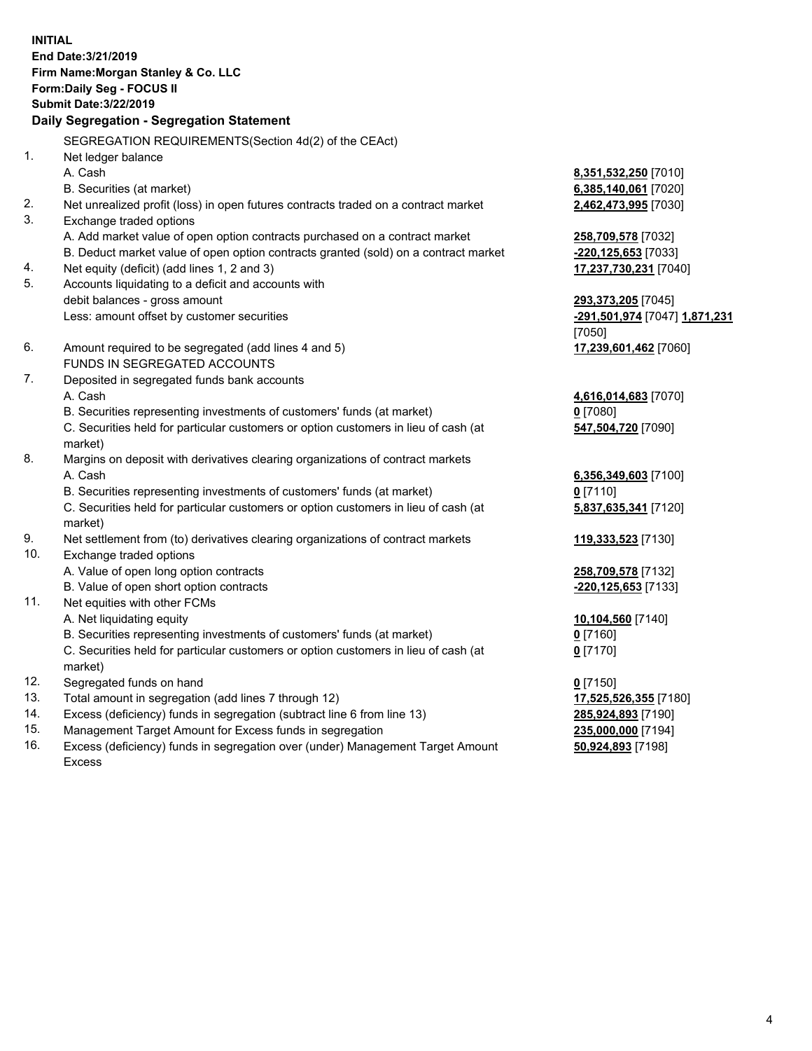**INITIAL**
**End Date:3/21/2019**
**Firm Name:Morgan Stanley & Co. LLC**
**Form:Daily Seg - FOCUS II**
**Submit Date:3/22/2019**

## Daily Segregation - Segregation Statement

SEGREGATION REQUIREMENTS(Section 4d(2) of the CEAct)

| | | |
|---|---|---|
| 1. | Net ledger balance | |
| | A. Cash | **8,351,532,250** [7010] |
| | B. Securities (at market) | **6,385,140,061** [7020] |
| 2. | Net unrealized profit (loss) in open futures contracts traded on a contract market | **2,462,473,995** [7030] |
| 3. | Exchange traded options | |
| | A. Add market value of open option contracts purchased on a contract market | **258,709,578** [7032] |
| | B. Deduct market value of open option contracts granted (sold) on a contract market | **-220,125,653** [7033] |
| 4. | Net equity (deficit) (add lines 1, 2 and 3) | **17,237,730,231** [7040] |
| 5. | Accounts liquidating to a deficit and accounts with debit balances - gross amount | **293,373,205** [7045] |
| | Less: amount offset by customer securities | **-291,501,974** [7047] **1,871,231** [7050] |
| 6. | Amount required to be segregated (add lines 4 and 5) | **17,239,601,462** [7060] |
| | FUNDS IN SEGREGATED ACCOUNTS | |
| 7. | Deposited in segregated funds bank accounts | |
| | A. Cash | **4,616,014,683** [7070] |
| | B. Securities representing investments of customers' funds (at market) | **0** [7080] |
| | C. Securities held for particular customers or option customers in lieu of cash (at market) | **547,504,720** [7090] |
| 8. | Margins on deposit with derivatives clearing organizations of contract markets | |
| | A. Cash | **6,356,349,603** [7100] |
| | B. Securities representing investments of customers' funds (at market) | **0** [7110] |
| | C. Securities held for particular customers or option customers in lieu of cash (at market) | **5,837,635,341** [7120] |
| 9. | Net settlement from (to) derivatives clearing organizations of contract markets | **119,333,523** [7130] |
| 10. | Exchange traded options | |
| | A. Value of open long option contracts | **258,709,578** [7132] |
| | B. Value of open short option contracts | **-220,125,653** [7133] |
| 11. | Net equities with other FCMs | |
| | A. Net liquidating equity | **10,104,560** [7140] |
| | B. Securities representing investments of customers' funds (at market) | **0** [7160] |
| | C. Securities held for particular customers or option customers in lieu of cash (at market) | **0** [7170] |
| 12. | Segregated funds on hand | **0** [7150] |
| 13. | Total amount in segregation (add lines 7 through 12) | **17,525,526,355** [7180] |
| 14. | Excess (deficiency) funds in segregation (subtract line 6 from line 13) | **285,924,893** [7190] |
| 15. | Management Target Amount for Excess funds in segregation | **235,000,000** [7194] |
| 16. | Excess (deficiency) funds in segregation over (under) Management Target Amount Excess | **50,924,893** [7198] |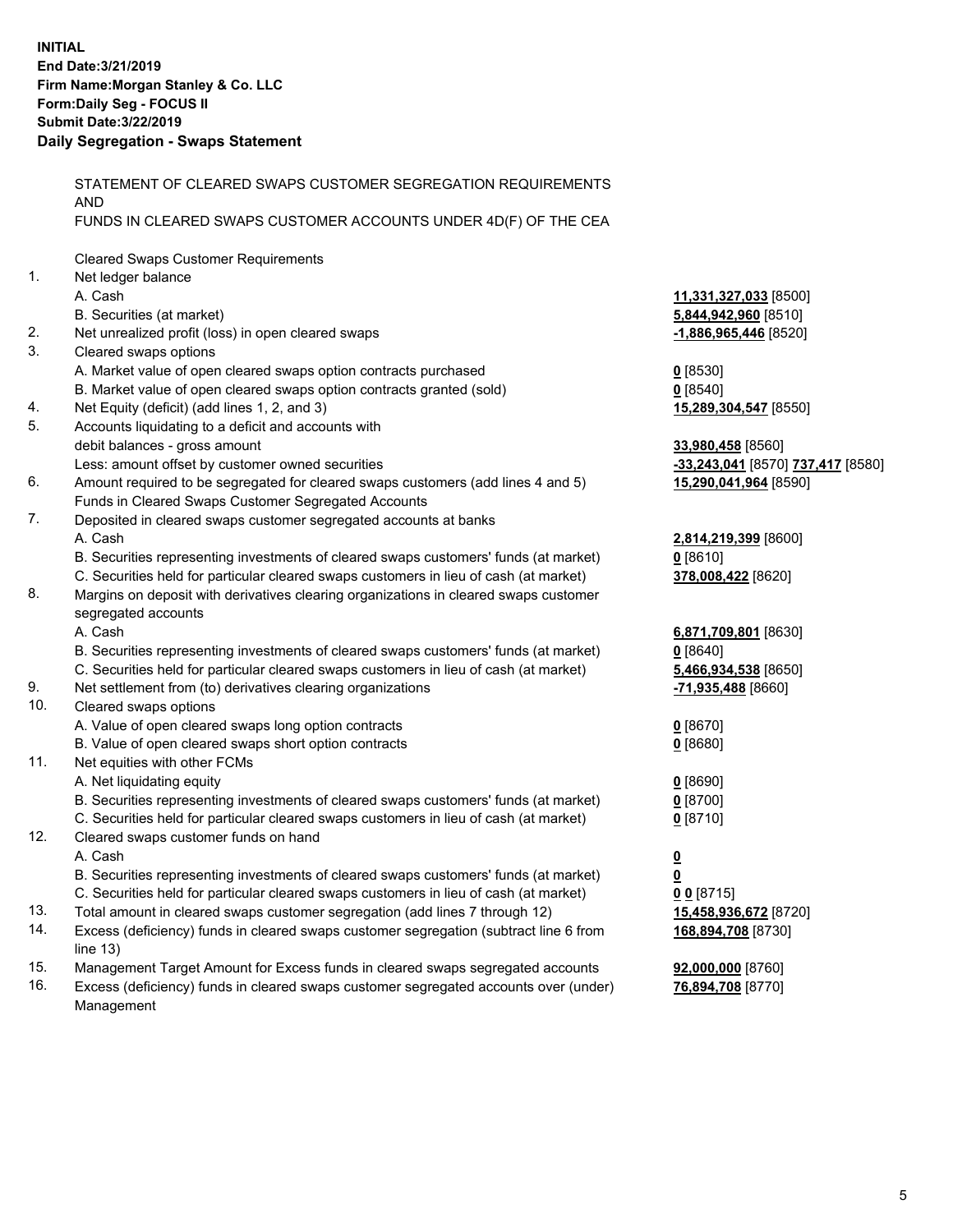**INITIAL**
**End Date:3/21/2019**
**Firm Name:Morgan Stanley & Co. LLC**
**Form:Daily Seg - FOCUS II**
**Submit Date:3/22/2019**
**Daily Segregation - Swaps Statement**

STATEMENT OF CLEARED SWAPS CUSTOMER SEGREGATION REQUIREMENTS AND FUNDS IN CLEARED SWAPS CUSTOMER ACCOUNTS UNDER 4D(F) OF THE CEA

| | | |
|---|---|---|
| | Cleared Swaps Customer Requirements | |
| 1. | Net ledger balance | |
| | A. Cash | **11,331,327,033** [8500] |
| | B. Securities (at market) | **5,844,942,960** [8510] |
| 2. | Net unrealized profit (loss) in open cleared swaps | **-1,886,965,446** [8520] |
| 3. | Cleared swaps options | |
| | A. Market value of open cleared swaps option contracts purchased | **0** [8530] |
| | B. Market value of open cleared swaps option contracts granted (sold) | **0** [8540] |
| 4. | Net Equity (deficit) (add lines 1, 2, and 3) | **15,289,304,547** [8550] |
| 5. | Accounts liquidating to a deficit and accounts with debit balances - gross amount | **33,980,458** [8560] |
| | Less: amount offset by customer owned securities | **-33,243,041** [8570] **737,417** [8580] |
| 6. | Amount required to be segregated for cleared swaps customers (add lines 4 and 5) | **15,290,041,964** [8590] |
| | Funds in Cleared Swaps Customer Segregated Accounts | |
| 7. | Deposited in cleared swaps customer segregated accounts at banks | |
| | A. Cash | **2,814,219,399** [8600] |
| | B. Securities representing investments of cleared swaps customers' funds (at market) | **0** [8610] |
| | C. Securities held for particular cleared swaps customers in lieu of cash (at market) | **378,008,422** [8620] |
| 8. | Margins on deposit with derivatives clearing organizations in cleared swaps customer segregated accounts | |
| | A. Cash | **6,871,709,801** [8630] |
| | B. Securities representing investments of cleared swaps customers' funds (at market) | **0** [8640] |
| | C. Securities held for particular cleared swaps customers in lieu of cash (at market) | **5,466,934,538** [8650] |
| 9. | Net settlement from (to) derivatives clearing organizations | **-71,935,488** [8660] |
| 10. | Cleared swaps options | |
| | A. Value of open cleared swaps long option contracts | **0** [8670] |
| | B. Value of open cleared swaps short option contracts | **0** [8680] |
| 11. | Net equities with other FCMs | |
| | A. Net liquidating equity | **0** [8690] |
| | B. Securities representing investments of cleared swaps customers' funds (at market) | **0** [8700] |
| | C. Securities held for particular cleared swaps customers in lieu of cash (at market) | **0** [8710] |
| 12. | Cleared swaps customer funds on hand | |
| | A. Cash | **0** |
| | B. Securities representing investments of cleared swaps customers' funds (at market) | **0** |
| | C. Securities held for particular cleared swaps customers in lieu of cash (at market) | **0** **0** [8715] |
| 13. | Total amount in cleared swaps customer segregation (add lines 7 through 12) | **15,458,936,672** [8720] |
| 14. | Excess (deficiency) funds in cleared swaps customer segregation (subtract line 6 from line 13) | **168,894,708** [8730] |
| 15. | Management Target Amount for Excess funds in cleared swaps segregated accounts | **92,000,000** [8760] |
| 16. | Excess (deficiency) funds in cleared swaps customer segregated accounts over (under) Management | **76,894,708** [8770] |